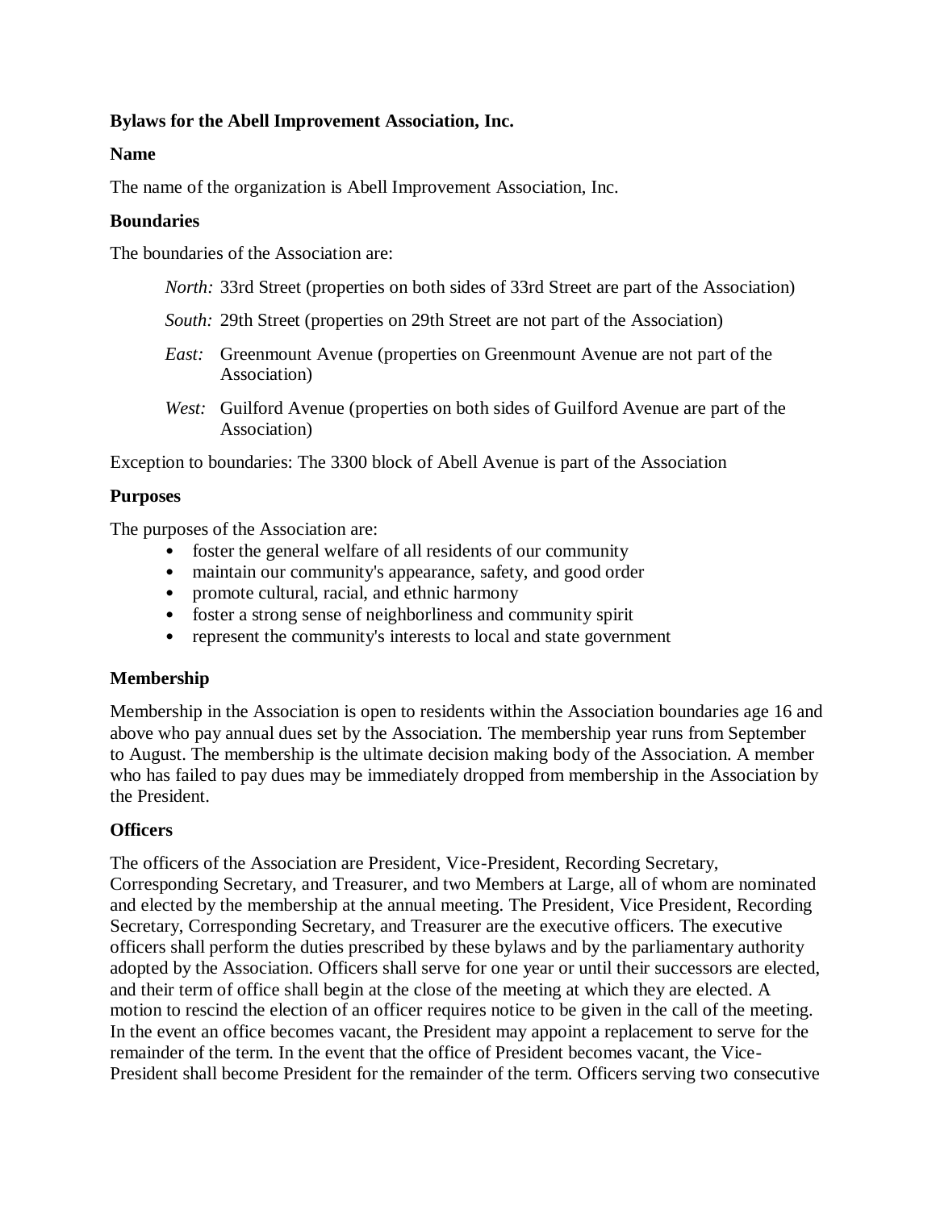**Bylaws for the Abell Improvement Association, Inc.**

**Name**

The name of the organization is Abell Improvement Association, Inc.

**Boundaries**

The boundaries of the Association are:

> *North:* 33rd Street (properties on both sides of 33rd Street are part of the Association)
>
> *South:* 29th Street (properties on 29th Street are not part of the Association)
>
> *East:* Greenmount Avenue (properties on Greenmount Avenue are not part of the Association)
>
> *West:* Guilford Avenue (properties on both sides of Guilford Avenue are part of the Association)

Exception to boundaries: The 3300 block of Abell Avenue is part of the Association

**Purposes**

The purposes of the Association are:

- foster the general welfare of all residents of our community
- maintain our community's appearance, safety, and good order
- promote cultural, racial, and ethnic harmony
- foster a strong sense of neighborliness and community spirit
- represent the community's interests to local and state government

**Membership**

Membership in the Association is open to residents within the Association boundaries age 16 and above who pay annual dues set by the Association. The membership year runs from September to August. The membership is the ultimate decision making body of the Association. A member who has failed to pay dues may be immediately dropped from membership in the Association by the President.

**Officers**

The officers of the Association are President, Vice-President, Recording Secretary, Corresponding Secretary, and Treasurer, and two Members at Large, all of whom are nominated and elected by the membership at the annual meeting. The President, Vice President, Recording Secretary, Corresponding Secretary, and Treasurer are the executive officers. The executive officers shall perform the duties prescribed by these bylaws and by the parliamentary authority adopted by the Association. Officers shall serve for one year or until their successors are elected, and their term of office shall begin at the close of the meeting at which they are elected. A motion to rescind the election of an officer requires notice to be given in the call of the meeting. In the event an office becomes vacant, the President may appoint a replacement to serve for the remainder of the term. In the event that the office of President becomes vacant, the Vice-President shall become President for the remainder of the term. Officers serving two consecutive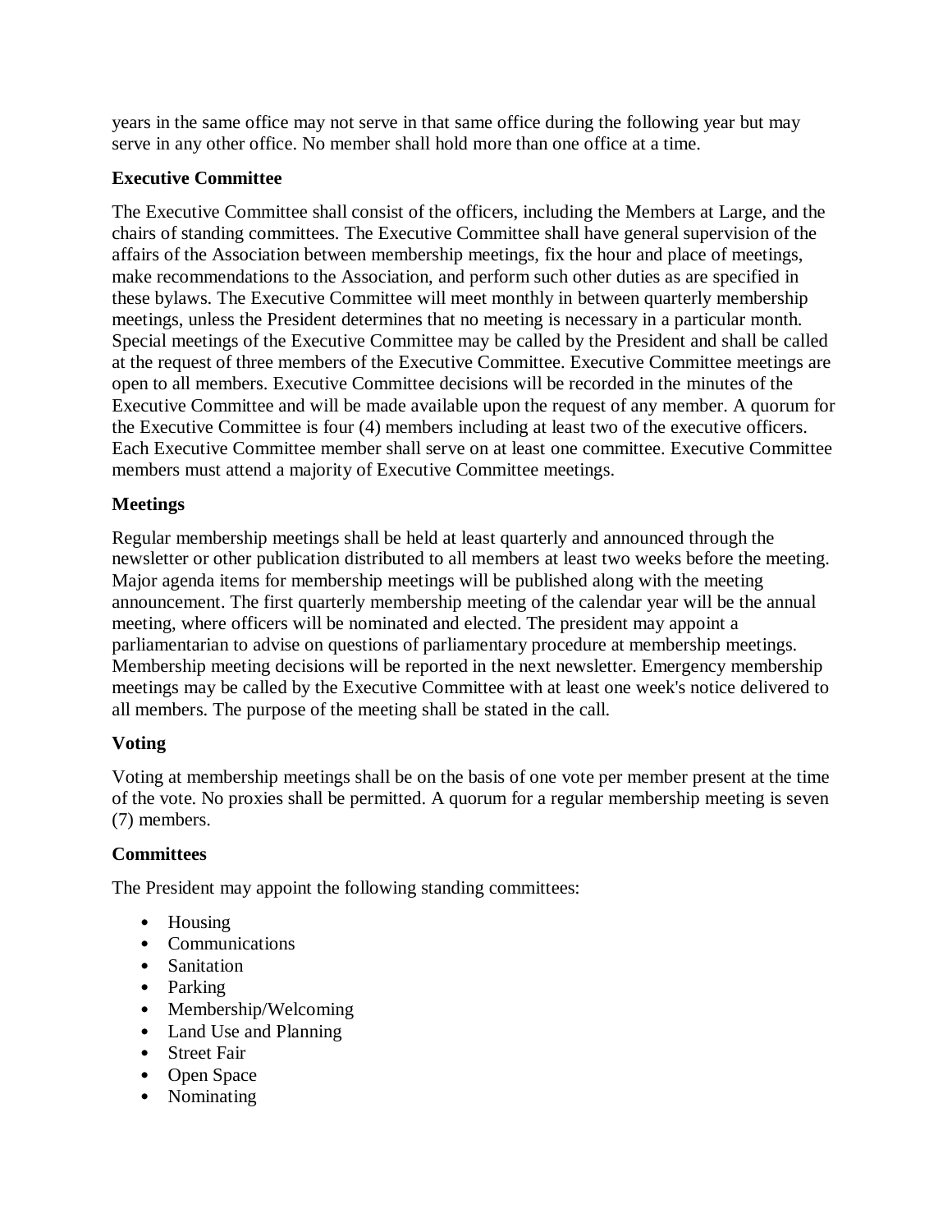years in the same office may not serve in that same office during the following year but may serve in any other office. No member shall hold more than one office at a time.

**Executive Committee**

The Executive Committee shall consist of the officers, including the Members at Large, and the chairs of standing committees. The Executive Committee shall have general supervision of the affairs of the Association between membership meetings, fix the hour and place of meetings, make recommendations to the Association, and perform such other duties as are specified in these bylaws. The Executive Committee will meet monthly in between quarterly membership meetings, unless the President determines that no meeting is necessary in a particular month. Special meetings of the Executive Committee may be called by the President and shall be called at the request of three members of the Executive Committee. Executive Committee meetings are open to all members. Executive Committee decisions will be recorded in the minutes of the Executive Committee and will be made available upon the request of any member. A quorum for the Executive Committee is four (4) members including at least two of the executive officers. Each Executive Committee member shall serve on at least one committee. Executive Committee members must attend a majority of Executive Committee meetings.

**Meetings**

Regular membership meetings shall be held at least quarterly and announced through the newsletter or other publication distributed to all members at least two weeks before the meeting. Major agenda items for membership meetings will be published along with the meeting announcement. The first quarterly membership meeting of the calendar year will be the annual meeting, where officers will be nominated and elected. The president may appoint a parliamentarian to advise on questions of parliamentary procedure at membership meetings. Membership meeting decisions will be reported in the next newsletter. Emergency membership meetings may be called by the Executive Committee with at least one week's notice delivered to all members. The purpose of the meeting shall be stated in the call.

**Voting**

Voting at membership meetings shall be on the basis of one vote per member present at the time of the vote. No proxies shall be permitted. A quorum for a regular membership meeting is seven (7) members.

**Committees**

The President may appoint the following standing committees:

- Housing
- Communications
- Sanitation
- Parking
- Membership/Welcoming
- Land Use and Planning
- Street Fair
- Open Space
- Nominating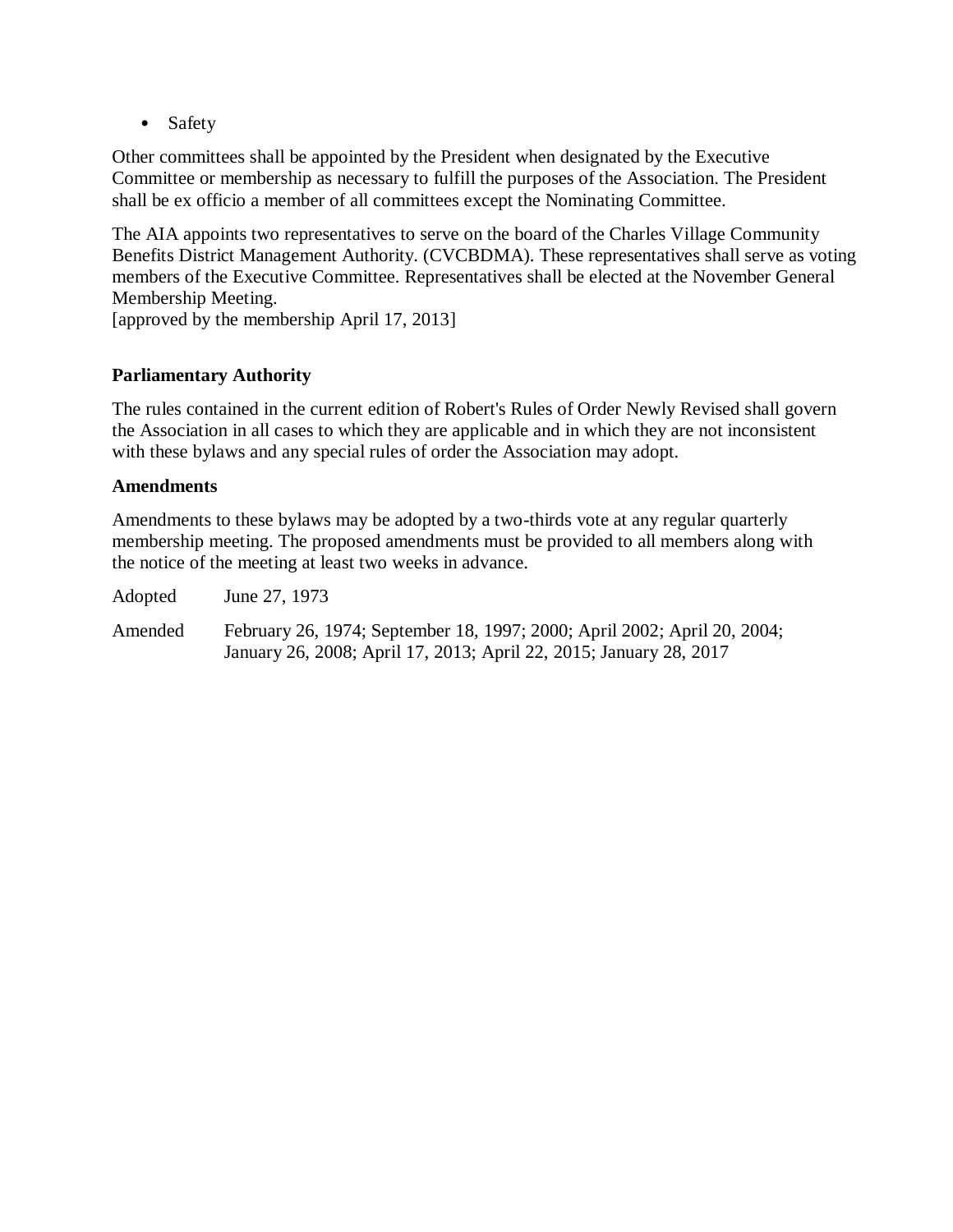- Safety

Other committees shall be appointed by the President when designated by the Executive Committee or membership as necessary to fulfill the purposes of the Association. The President shall be ex officio a member of all committees except the Nominating Committee.

The AIA appoints two representatives to serve on the board of the Charles Village Community Benefits District Management Authority. (CVCBDMA). These representatives shall serve as voting members of the Executive Committee. Representatives shall be elected at the November General Membership Meeting.
[approved by the membership April 17, 2013]

**Parliamentary Authority**

The rules contained in the current edition of Robert's Rules of Order Newly Revised shall govern the Association in all cases to which they are applicable and in which they are not inconsistent with these bylaws and any special rules of order the Association may adopt.

**Amendments**

Amendments to these bylaws may be adopted by a two-thirds vote at any regular quarterly membership meeting. The proposed amendments must be provided to all members along with the notice of the meeting at least two weeks in advance.

| | |
|---|---|
| Adopted | June 27, 1973 |
| Amended | February 26, 1974; September 18, 1997; 2000; April 2002; April 20, 2004; January 26, 2008; April 17, 2013; April 22, 2015; January 28, 2017 |